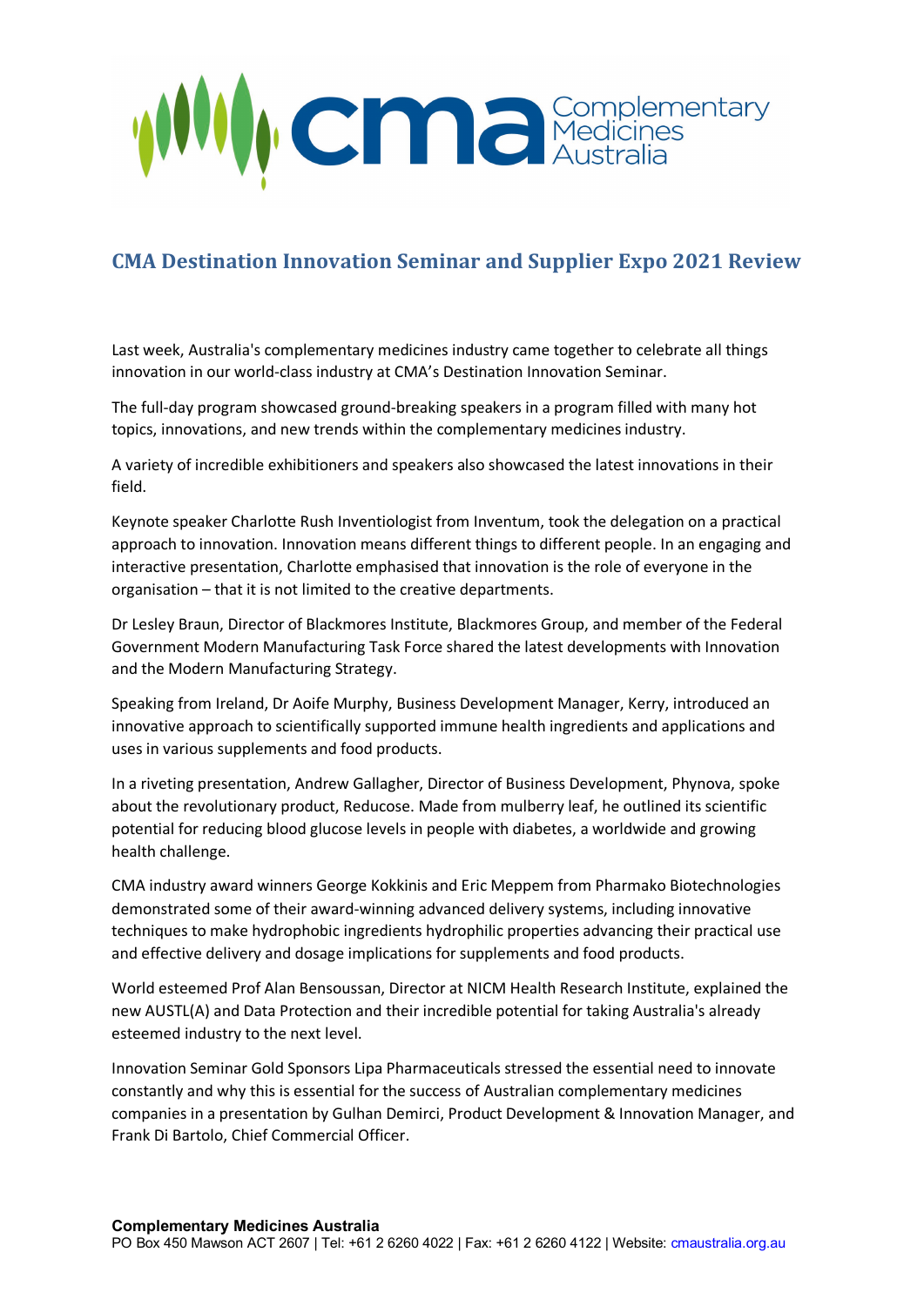# CMA Destination Innovation Seminar and Supplier Expo 2021 Review

Last week, Australia's complementary medicines industry came together to celebrate all things innovation in our world-class industry at CMA's Destination Innovation Seminar.

The full-day program showcased ground-breaking speakers in a program filled with many hot topics, innovations, and new trends within the complementary medicines industry.

A variety of incredible exhibitioners and speakers also showcased the latest innovations in their field.

Keynote speaker Charlotte Rush Inventiologist from Inventum, took the delegation on a practical approach to innovation. Innovation means different things to different people. In an engaging and interactive presentation, Charlotte emphasised that innovation is the role of everyone in the organisation – that it is not limited to the creative departments.

Dr Lesley Braun, Director of Blackmores Institute, Blackmores Group, and member of the Federal Government Modern Manufacturing Task Force shared the latest developments with Innovation and the Modern Manufacturing Strategy.

Speaking from Ireland, Dr Aoife Murphy, Business Development Manager, Kerry, introduced an innovative approach to scientifically supported immune health ingredients and applications and uses in various supplements and food products.

In a riveting presentation, Andrew Gallagher, Director of Business Development, Phynova, spoke about the revolutionary product, Reducose. Made from mulberry leaf, he outlined its scientific potential for reducing blood glucose levels in people with diabetes, a worldwide and growing health challenge.

CMA industry award winners George Kokkinis and Eric Meppem from Pharmako Biotechnologies demonstrated some of their award-winning advanced delivery systems, including innovative techniques to make hydrophobic ingredients hydrophilic properties advancing their practical use and effective delivery and dosage implications for supplements and food products.

World esteemed Prof Alan Bensoussan, Director at NICM Health Research Institute, explained the new AUSTL(A) and Data Protection and their incredible potential for taking Australia's already esteemed industry to the next level.

Innovation Seminar Gold Sponsors Lipa Pharmaceuticals stressed the essential need to innovate constantly and why this is essential for the success of Australian complementary medicines companies in a presentation by Gulhan Demirci, Product Development & Innovation Manager, and Frank Di Bartolo, Chief Commercial Officer.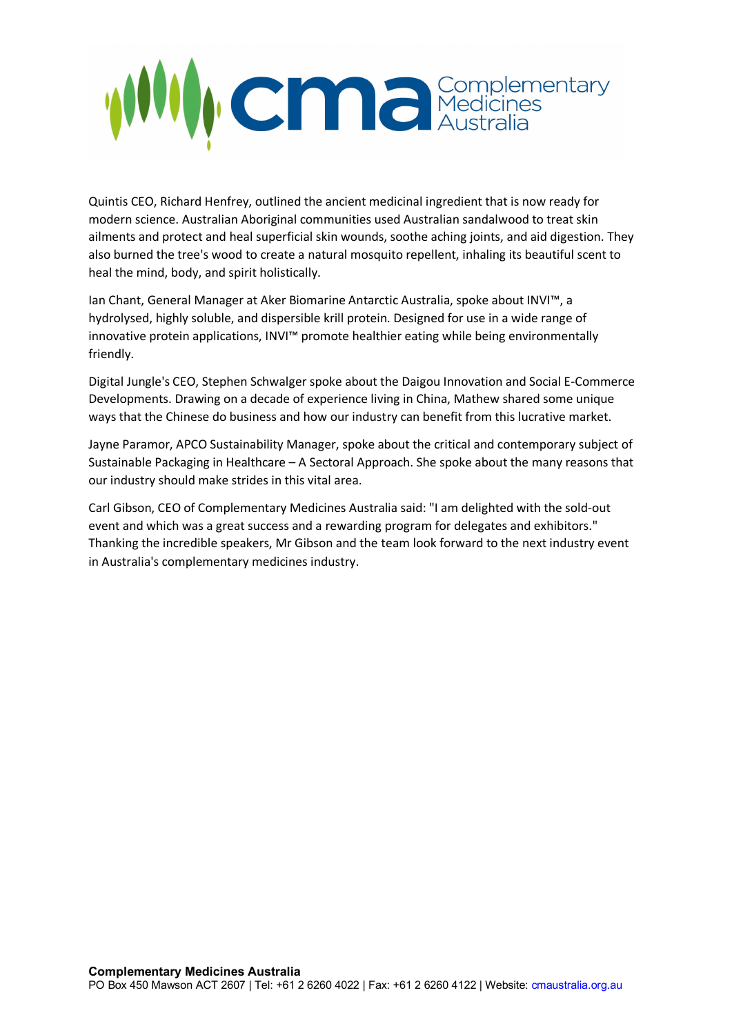Quintis CEO, Richard Henfrey, outlined the ancient medicinal ingredient that is now ready for modern science. Australian Aboriginal communities used Australian sandalwood to treat skin ailments and protect and heal superficial skin wounds, soothe aching joints, and aid digestion. They also burned the tree's wood to create a natural mosquito repellent, inhaling its beautiful scent to heal the mind, body, and spirit holistically.

Ian Chant, General Manager at Aker Biomarine Antarctic Australia, spoke about INVI™, a hydrolysed, highly soluble, and dispersible krill protein. Designed for use in a wide range of innovative protein applications, INVI™ promote healthier eating while being environmentally friendly.

Digital Jungle's CEO, Stephen Schwalger spoke about the Daigou Innovation and Social E-Commerce Developments. Drawing on a decade of experience living in China, Mathew shared some unique ways that the Chinese do business and how our industry can benefit from this lucrative market.

Jayne Paramor, APCO Sustainability Manager, spoke about the critical and contemporary subject of Sustainable Packaging in Healthcare – A Sectoral Approach. She spoke about the many reasons that our industry should make strides in this vital area.

Carl Gibson, CEO of Complementary Medicines Australia said: "I am delighted with the sold-out event and which was a great success and a rewarding program for delegates and exhibitors." Thanking the incredible speakers, Mr Gibson and the team look forward to the next industry event in Australia's complementary medicines industry.